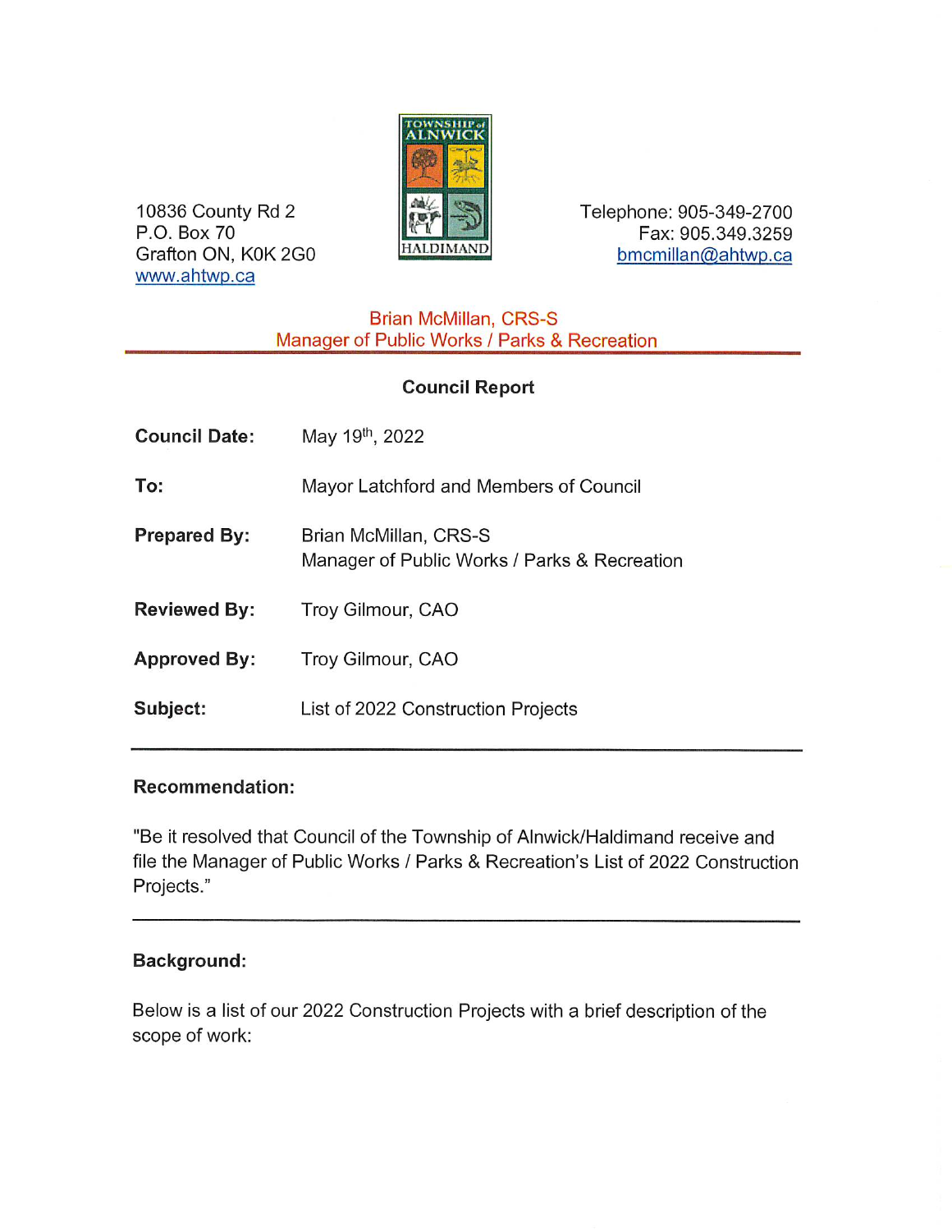10836 County Rd 2
P.O. Box 70
Grafton ON, K0K 2G0
www.ahtwp.ca

TOWNSHIP of ALNWICK HALDIMAND

Telephone: 905-349-2700
Fax: 905.349.3259
bmcmillan@ahtwp.ca

Brian McMillan, CRS-S
Manager of Public Works / Parks & Recreation

## Council Report

**Council Date:** May 19th, 2022

**To:** Mayor Latchford and Members of Council

**Prepared By:** Brian McMillan, CRS-S
Manager of Public Works / Parks & Recreation

**Reviewed By:** Troy Gilmour, CAO

**Approved By:** Troy Gilmour, CAO

**Subject:** List of 2022 Construction Projects

---

### Recommendation:

"Be it resolved that Council of the Township of Alnwick/Haldimand receive and file the Manager of Public Works / Parks & Recreation's List of 2022 Construction Projects."

---

### Background:

Below is a list of our 2022 Construction Projects with a brief description of the scope of work: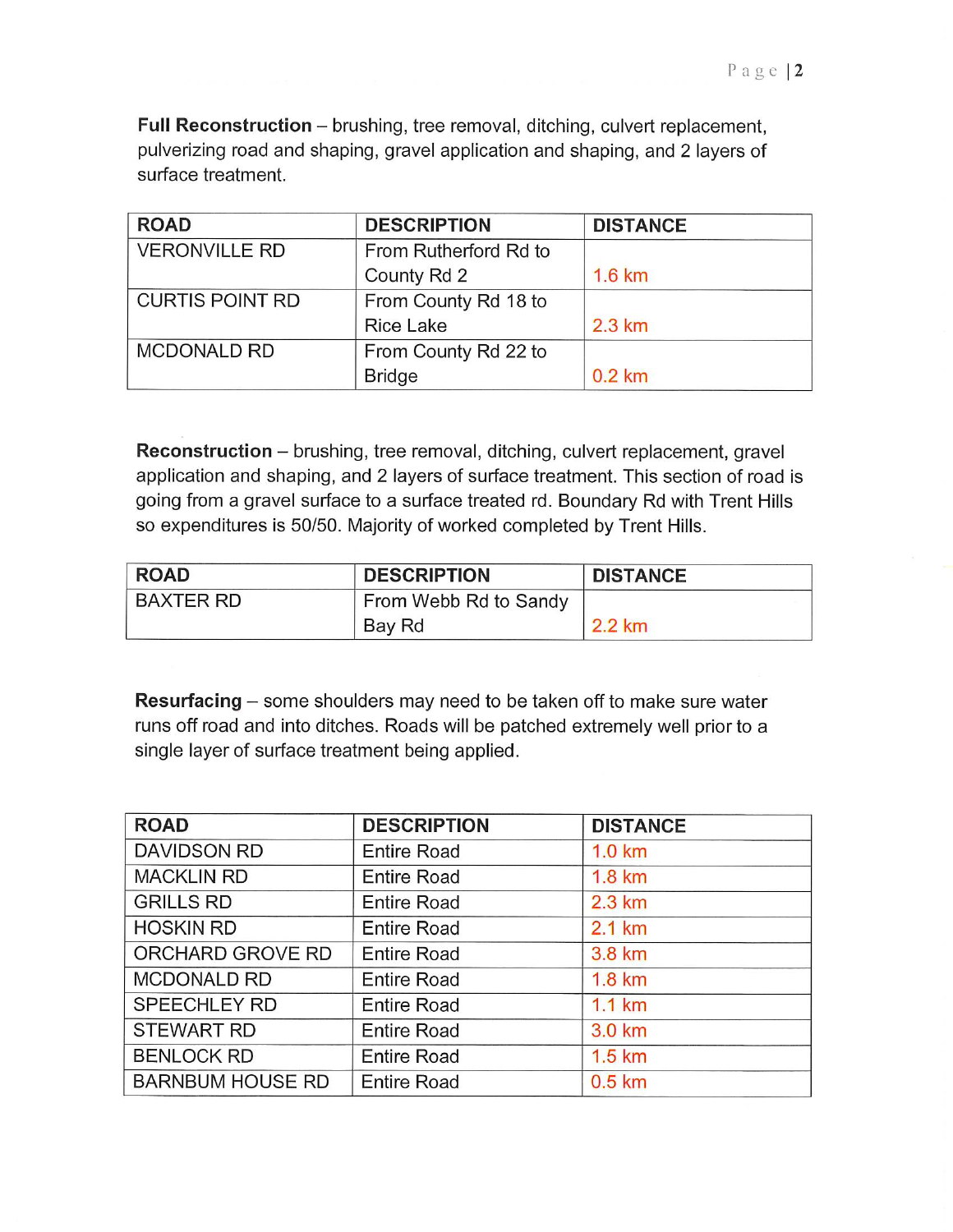**Full Reconstruction** – brushing, tree removal, ditching, culvert replacement, pulverizing road and shaping, gravel application and shaping, and 2 layers of surface treatment.

| ROAD | DESCRIPTION | DISTANCE |
|---|---|---|
| VERONVILLE RD | From Rutherford Rd to County Rd 2 | 1.6 km |
| CURTIS POINT RD | From County Rd 18 to Rice Lake | 2.3 km |
| MCDONALD RD | From County Rd 22 to Bridge | 0.2 km |

**Reconstruction** – brushing, tree removal, ditching, culvert replacement, gravel application and shaping, and 2 layers of surface treatment. This section of road is going from a gravel surface to a surface treated rd. Boundary Rd with Trent Hills so expenditures is 50/50. Majority of worked completed by Trent Hills.

| ROAD | DESCRIPTION | DISTANCE |
|---|---|---|
| BAXTER RD | From Webb Rd to Sandy Bay Rd | 2.2 km |

**Resurfacing** – some shoulders may need to be taken off to make sure water runs off road and into ditches. Roads will be patched extremely well prior to a single layer of surface treatment being applied.

| ROAD | DESCRIPTION | DISTANCE |
|---|---|---|
| DAVIDSON RD | Entire Road | 1.0 km |
| MACKLIN RD | Entire Road | 1.8 km |
| GRILLS RD | Entire Road | 2.3 km |
| HOSKIN RD | Entire Road | 2.1 km |
| ORCHARD GROVE RD | Entire Road | 3.8 km |
| MCDONALD RD | Entire Road | 1.8 km |
| SPEECHLEY RD | Entire Road | 1.1 km |
| STEWART RD | Entire Road | 3.0 km |
| BENLOCK RD | Entire Road | 1.5 km |
| BARNBUM HOUSE RD | Entire Road | 0.5 km |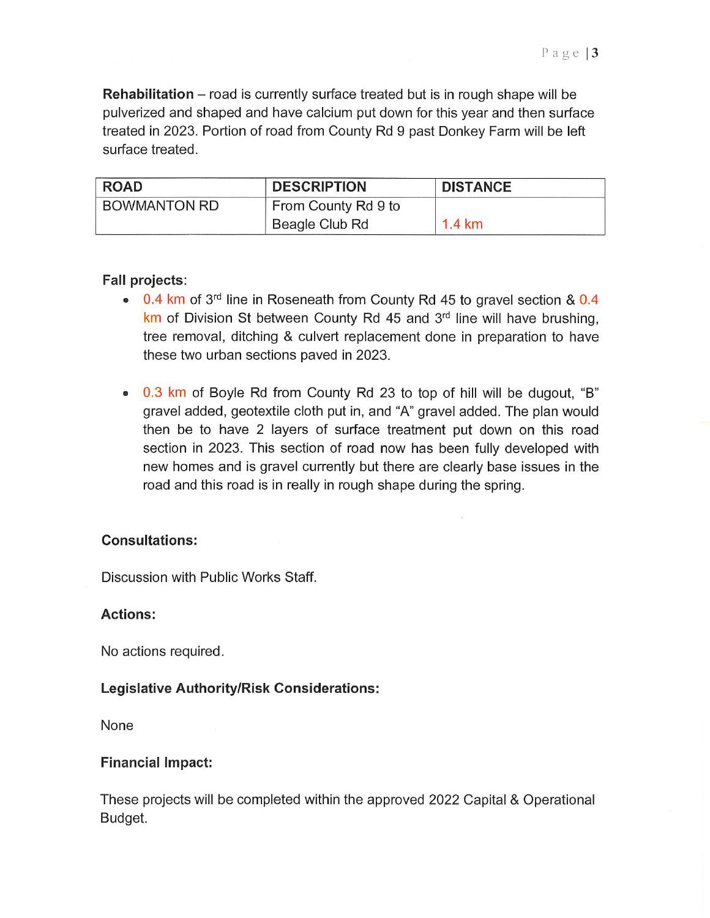**Rehabilitation** – road is currently surface treated but is in rough shape will be pulverized and shaped and have calcium put down for this year and then surface treated in 2023. Portion of road from County Rd 9 past Donkey Farm will be left surface treated.

| ROAD | DESCRIPTION | DISTANCE |
|---|---|---|
| BOWMANTON RD | From County Rd 9 to Beagle Club Rd | 1.4 km |

**Fall projects**:

- 0.4 km of 3rd line in Roseneath from County Rd 45 to gravel section & 0.4 km of Division St between County Rd 45 and 3rd line will have brushing, tree removal, ditching & culvert replacement done in preparation to have these two urban sections paved in 2023.

- 0.3 km of Boyle Rd from County Rd 23 to top of hill will be dugout, "B" gravel added, geotextile cloth put in, and "A" gravel added. The plan would then be to have 2 layers of surface treatment put down on this road section in 2023. This section of road now has been fully developed with new homes and is gravel currently but there are clearly base issues in the road and this road is in really in rough shape during the spring.

**Consultations:**

Discussion with Public Works Staff.

**Actions:**

No actions required.

**Legislative Authority/Risk Considerations:**

None

**Financial Impact:**

These projects will be completed within the approved 2022 Capital & Operational Budget.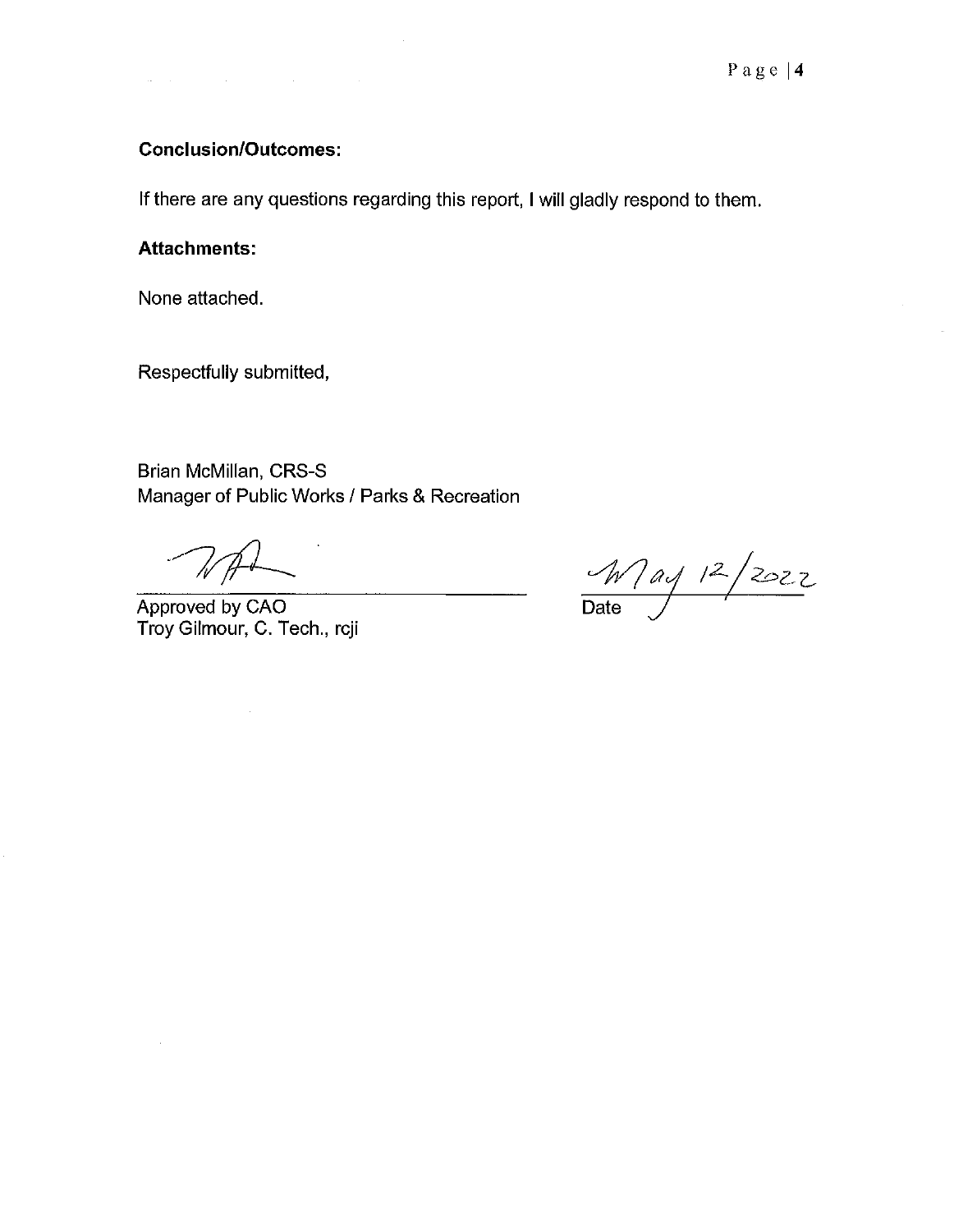**Conclusion/Outcomes:**

If there are any questions regarding this report, I will gladly respond to them.

**Attachments:**

None attached.

Respectfully submitted,

Brian McMillan, CRS-S
Manager of Public Works / Parks & Recreation

Approved by CAO
Troy Gilmour, C. Tech., rcji

May 12/2022
Date